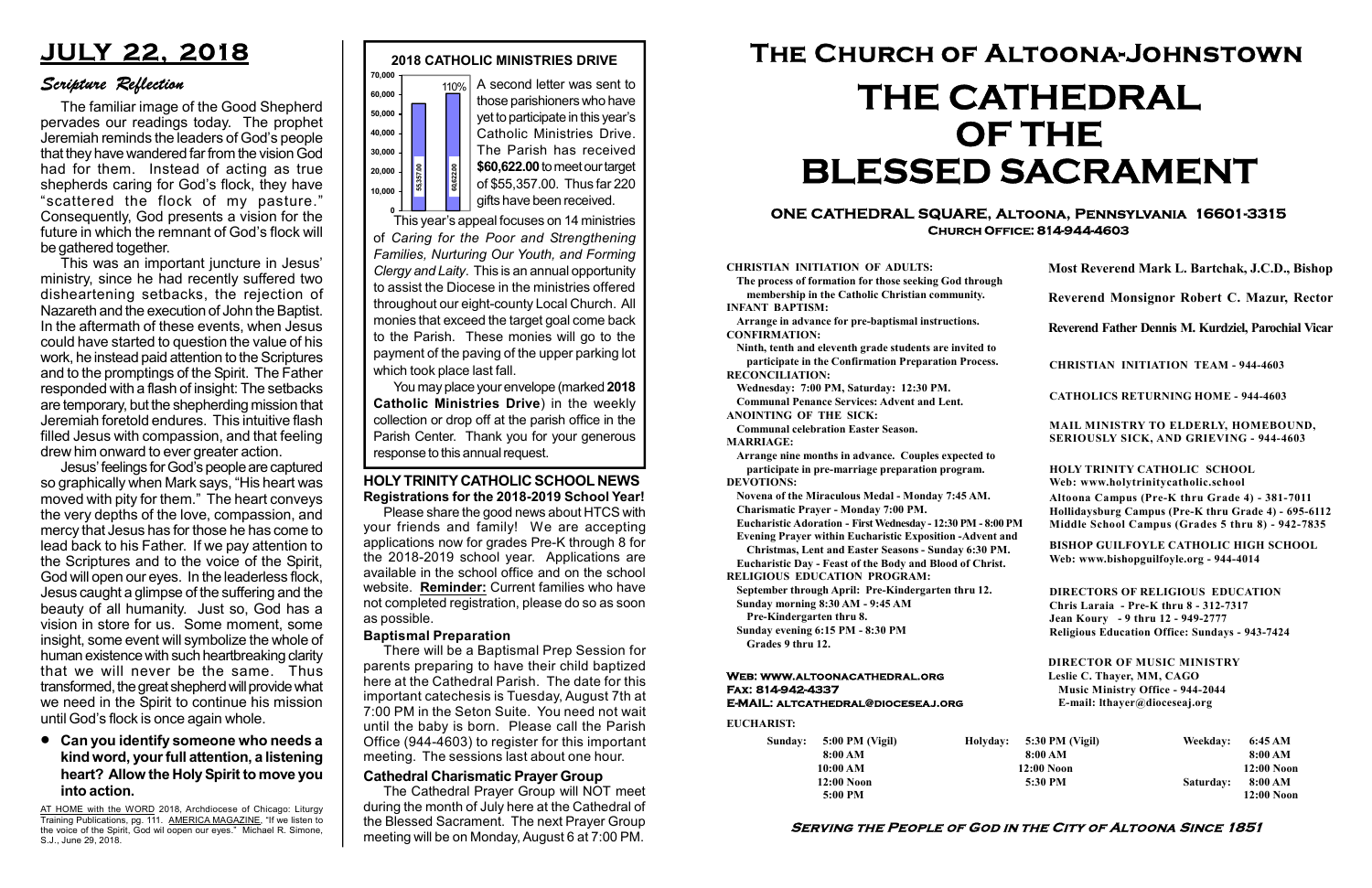# JULY 22, 2018

## Scripture Reflection

The familiar image of the Good Shepherd pervades our readings today. The prophet Jeremiah reminds the leaders of God's people that they have wandered far from the vision God had for them. Instead of acting as true shepherds caring for God's flock, they have "scattered the flock of my pasture." Consequently, God presents a vision for the future in which the remnant of God's flock will be gathered together.

This was an important juncture in Jesus' ministry, since he had recently suffered two disheartening setbacks, the rejection of Nazareth and the execution of John the Baptist. In the aftermath of these events, when Jesus could have started to question the value of his work, he instead paid attention to the Scriptures and to the promptings of the Spirit. The Father responded with a flash of insight: The setbacks are temporary, but the shepherding mission that Jeremiah foretold endures. This intuitive flash filled Jesus with compassion, and that feeling drew him onward to ever greater action.

Jesus' feelings for God's people are captured so graphically when Mark says, "His heart was moved with pity for them." The heart conveys the very depths of the love, compassion, and mercy that Jesus has for those he has come to lead back to his Father. If we pay attention to the Scriptures and to the voice of the Spirit, God will open our eyes. In the leaderless flock, Jesus caught a glimpse of the suffering and the beauty of all humanity. Just so, God has a vision in store for us. Some moment, some insight, some event will symbolize the whole of human existence with such heartbreaking clarity that we will never be the same. Thus transformed, the great shepherd will provide what we need in the Spirit to continue his mission until God's flock is once again whole.

- **Can you identify someone who needs a kind word, your full attention, a listening heart? Allow the Holy Spirit to move you into action.**

AT HOME with the WORD 2018, Archdiocese of Chicago: Liturgy Training Publications, pg. 111. AMERICA MAGAZINE, "If we listen to the voice of the Spirit, God wil oopen our eyes." Michael R. Simone, S.J., June 29, 2018.

## 2018 CATHOLIC MINISTRIES DRIVE

(Chart: target 55357.00; received 60622.00; 110%)

A second letter was sent to those parishioners who have yet to participate in this year's Catholic Ministries Drive. The Parish has received **$60,622.00** to meet our target of $55,357.00. Thus far 220 gifts have been received.

This year's appeal focuses on 14 ministries of *Caring for the Poor and Strengthening Families, Nurturing Our Youth, and Forming Clergy and Laity*. This is an annual opportunity to assist the Diocese in the ministries offered throughout our eight-county Local Church. All monies that exceed the target goal come back to the Parish. These monies will go to the payment of the paving of the upper parking lot which took place last fall.

You may place your envelope (marked **2018 Catholic Ministries Drive**) in the weekly collection or drop off at the parish office in the Parish Center. Thank you for your generous response to this annual request.

## HOLY TRINITY CATHOLIC SCHOOL NEWS
### Registrations for the 2018-2019 School Year!

Please share the good news about HTCS with your friends and family! We are accepting applications now for grades Pre-K through 8 for the 2018-2019 school year. Applications are available in the school office and on the school website. **Reminder:** Current families who have not completed registration, please do so as soon as possible.

### Baptismal Preparation

There will be a Baptismal Prep Session for parents preparing to have their child baptized here at the Cathedral Parish. The date for this important catechesis is Tuesday, August 7th at 7:00 PM in the Seton Suite. You need not wait until the baby is born. Please call the Parish Office (944-4603) to register for this important meeting. The sessions last about one hour.

### Cathedral Charismatic Prayer Group

The Cathedral Prayer Group will NOT meet during the month of July here at the Cathedral of the Blessed Sacrament. The next Prayer Group meeting will be on Monday, August 6 at 7:00 PM.

# The Church of Altoona-Johnstown
# THE CATHEDRAL OF THE BLESSED SACRAMENT

**ONE CATHEDRAL SQUARE, Altoona, Pennsylvania 16601-3315**
**Church Office: 814-944-4603**

**CHRISTIAN INITIATION OF ADULTS:**
The process of formation for those seeking God through membership in the Catholic Christian community.
**INFANT BAPTISM:**
Arrange in advance for pre-baptismal instructions.
**CONFIRMATION:**
Ninth, tenth and eleventh grade students are invited to participate in the Confirmation Preparation Process.
**RECONCILIATION:**
Wednesday: 7:00 PM, Saturday: 12:30 PM.
Communal Penance Services: Advent and Lent.
**ANOINTING OF THE SICK:**
Communal celebration Easter Season.
**MARRIAGE:**
Arrange nine months in advance. Couples expected to participate in pre-marriage preparation program.
**DEVOTIONS:**
Novena of the Miraculous Medal - Monday 7:45 AM.
Charismatic Prayer - Monday 7:00 PM.
Eucharistic Adoration - First Wednesday - 12:30 PM - 8:00 PM
Evening Prayer within Eucharistic Exposition -Advent and Christmas, Lent and Easter Seasons - Sunday 6:30 PM.
Eucharistic Day - Feast of the Body and Blood of Christ.
**RELIGIOUS EDUCATION PROGRAM:**
September through April: Pre-Kindergarten thru 12.
Sunday morning 8:30 AM - 9:45 AM
Pre-Kindergarten thru 8.
Sunday evening 6:15 PM - 8:30 PM
Grades 9 thru 12.

**Most Reverend Mark L. Bartchak, J.C.D., Bishop**

**Reverend Monsignor Robert C. Mazur, Rector**

**Reverend Father Dennis M. Kurdziel, Parochial Vicar**

**CHRISTIAN INITIATION TEAM - 944-4603**

**CATHOLICS RETURNING HOME - 944-4603**

**MAIL MINISTRY TO ELDERLY, HOMEBOUND, SERIOUSLY SICK, AND GRIEVING - 944-4603**

**HOLY TRINITY CATHOLIC SCHOOL**
Web: www.holytrinitycatholic.school
Altoona Campus (Pre-K thru Grade 4) - 381-7011
Hollidaysburg Campus (Pre-K thru Grade 4) - 695-6112
Middle School Campus (Grades 5 thru 8) - 942-7835

**BISHOP GUILFOYLE CATHOLIC HIGH SCHOOL**
Web: www.bishopguilfoyle.org - 944-4014

**DIRECTORS OF RELIGIOUS EDUCATION**
Chris Laraia - Pre-K thru 8 - 312-7317
Jean Koury - 9 thru 12 - 949-2777
Religious Education Office: Sundays - 943-7424

**DIRECTOR OF MUSIC MINISTRY**
Leslie C. Thayer, MM, CAGO
Music Ministry Office - 944-2044
E-mail: lthayer@dioceseaj.org

**Web: www.altoonacathedral.org**
**Fax: 814-942-4337**
**E-MAIL: altcathedral@dioceseaj.org**

**EUCHARIST:**

| Sunday: | 5:00 PM (Vigil) | Holyday: | 5:30 PM (Vigil) | Weekday: | 6:45 AM |
|---|---|---|---|---|---|
| | 8:00 AM | | 8:00 AM | | 8:00 AM |
| | 10:00 AM | | 12:00 Noon | | 12:00 Noon |
| | 12:00 Noon | | 5:30 PM | Saturday: | 8:00 AM |
| | 5:00 PM | | | | 12:00 Noon |

**Serving the People of God in the City of Altoona Since 1851**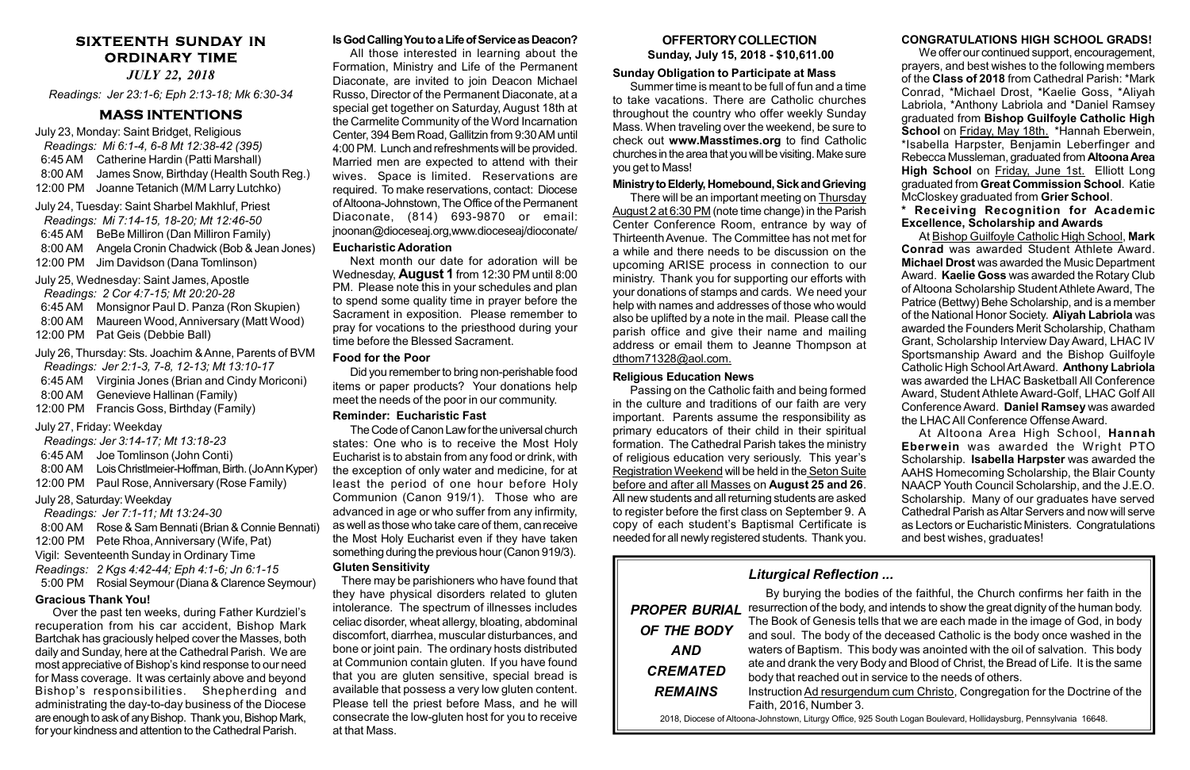# SIXTEENTH SUNDAY IN ORDINARY TIME

*JULY 22, 2018*

*Readings: Jer 23:1-6; Eph 2:13-18; Mk 6:30-34*

## MASS INTENTIONS

July 23, Monday: Saint Bridget, Religious
*Readings: Mi 6:1-4, 6-8 Mt 12:38-42 (395)*
6:45 AM Catherine Hardin (Patti Marshall)
8:00 AM James Snow, Birthday (Health South Reg.)
12:00 PM Joanne Tetanich (M/M Larry Lutchko)

July 24, Tuesday: Saint Sharbel Makhluf, Priest
*Readings: Mi 7:14-15, 18-20; Mt 12:46-50*
6:45 AM BeBe Milliron (Dan Millron Family)
8:00 AM Angela Cronin Chadwick (Bob & Jean Jones)
12:00 PM Jim Davidson (Dana Tomlinson)

July 25, Wednesday: Saint James, Apostle
*Readings: 2 Cor 4:7-15; Mt 20:20-28*
6:45 AM Monsignor Paul D. Panza (Ron Skupien)
8:00 AM Maureen Wood, Anniversary (Matt Wood)
12:00 PM Pat Geis (Debbie Ball)

July 26, Thursday: Sts. Joachim & Anne, Parents of BVM
*Readings: Jer 2:1-3, 7-8, 12-13; Mt 13:10-17*
6:45 AM Virginia Jones (Brian and Cindy Moriconi)
8:00 AM Genevieve Hallinan (Family)
12:00 PM Francis Goss, Birthday (Family)

July 27, Friday: Weekday
*Readings: Jer 3:14-17; Mt 13:18-23*
6:45 AM Joe Tomlinson (John Conti)
8:00 AM Lois Christlmeier-Hoffman, Birth. (JoAnn Kyper)
12:00 PM Paul Rose, Anniversary (Rose Family)

July 28, Saturday: Weekday
*Readings: Jer 7:1-11; Mt 13:24-30*
8:00 AM Rose & Sam Bennati (Brian & Connie Bennati)
12:00 PM Pete Rhoa, Anniversary (Wife, Pat)
Vigil: Seventeenth Sunday in Ordinary Time
*Readings: 2 Kgs 4:42-44; Eph 4:1-6; Jn 6:1-15*
5:00 PM Rosial Seymour (Diana & Clarence Seymour)

### Gracious Thank You!

Over the past ten weeks, during Father Kurdziel's recuperation from his car accident, Bishop Mark Bartchak has graciously helped cover the Masses, both daily and Sunday, here at the Cathedral Parish. We are most appreciative of Bishop's kind response to our need for Mass coverage. It was certainly above and beyond Bishop's responsibilities. Shepherding and administrating the day-to-day business of the Diocese are enough to ask of any Bishop. Thank you, Bishop Mark, for your kindness and attention to the Cathedral Parish.

### Is God Calling You to a Life of Service as Deacon?

All those interested in learning about the Formation, Ministry and Life of the Permanent Diaconate, are invited to join Deacon Michael Russo, Director of the Permanent Diaconate, at a special get together on Saturday, August 18th at the Carmelite Community of the Word Incarnation Center, 394 Bem Road, Gallitzin from 9:30 AM until 4:00 PM. Lunch and refreshments will be provided. Married men are expected to attend with their wives. Space is limited. Reservations are required. To make reservations, contact: Diocese of Altoona-Johnstown, The Office of the Permanent Diaconate, (814) 693-9870 or email: jnoonan@dioceseaj.org,www.dioceseaj/dioconate/

### Eucharistic Adoration

Next month our date for adoration will be Wednesday, **August 1** from 12:30 PM until 8:00 PM. Please note this in your schedules and plan to spend some quality time in prayer before the Sacrament in exposition. Please remember to pray for vocations to the priesthood during your time before the Blessed Sacrament.

### Food for the Poor

Did you remember to bring non-perishable food items or paper products? Your donations help meet the needs of the poor in our community.

### Reminder: Eucharistic Fast

The Code of Canon Law for the universal church states: One who is to receive the Most Holy Eucharist is to abstain from any food or drink, with the exception of only water and medicine, for at least the period of one hour before Holy Communion (Canon 919/1). Those who are advanced in age or who suffer from any infirmity, as well as those who take care of them, can receive the Most Holy Eucharist even if they have taken something during the previous hour (Canon 919/3).

### Gluten Sensitivity

There may be parishioners who have found that they have physical disorders related to gluten intolerance. The spectrum of illnesses includes celiac disorder, wheat allergy, bloating, abdominal discomfort, diarrhea, muscular disturbances, and bone or joint pain. The ordinary hosts distributed at Communion contain gluten. If you have found that you are gluten sensitive, special bread is available that possess a very low gluten content. Please tell the priest before Mass, and he will consecrate the low-gluten host for you to receive at that Mass.

### OFFERTORY COLLECTION
**Sunday, July 15, 2018 - $10,611.00**

### Sunday Obligation to Participate at Mass

Summer time is meant to be full of fun and a time to take vacations. There are Catholic churches throughout the country who offer weekly Sunday Mass. When traveling over the weekend, be sure to check out **www.Masstimes.org** to find Catholic churches in the area that you will be visiting. Make sure you get to Mass!

### Ministry to Elderly, Homebound, Sick and Grieving

There will be an important meeting on Thursday August 2 at 6:30 PM (note time change) in the Parish Center Conference Room, entrance by way of Thirteenth Avenue. The Committee has not met for a while and there needs to be discussion on the upcoming ARISE process in connection to our ministry. Thank you for supporting our efforts with your donations of stamps and cards. We need your help with names and addresses of those who would also be uplifted by a note in the mail. Please call the parish office and give their name and mailing address or email them to Jeanne Thompson at dthom71328@aol.com.

### Religious Education News

Passing on the Catholic faith and being formed in the culture and traditions of our faith are very important. Parents assume the responsibility as primary educators of their child in their spiritual formation. The Cathedral Parish takes the ministry of religious education very seriously. This year's Registration Weekend will be held in the Seton Suite before and after all Masses on **August 25 and 26**. All new students and all returning students are asked to register before the first class on September 9. A copy of each student's Baptismal Certificate is needed for all newly registered students. Thank you.

### CONGRATULATIONS HIGH SCHOOL GRADS!

We offer our continued support, encouragement, prayers, and best wishes to the following members of the **Class of 2018** from Cathedral Parish: *Mark Conrad, *Michael Drost, *Kaelie Goss, *Aliyah Labriola, *Anthony Labriola and *Daniel Ramsey graduated from **Bishop Guilfoyle Catholic High School** on Friday, May 18th. *Hannah Eberwein, *Isabella Harpster, Benjamin Leberfinger and Rebecca Mussleman, graduated from **Altoona Area High School** on Friday, June 1st. Elliott Long graduated from **Great Commission School**. Katie McCloskey graduated from **Grier School**.

*** Receiving Recognition for Academic Excellence, Scholarship and Awards**

At Bishop Guilfoyle Catholic High School, **Mark Conrad** was awarded Student Athlete Award. **Michael Drost** was awarded the Music Department Award. **Kaelie Goss** was awarded the Rotary Club of Altoona Scholarship Student Athlete Award, The Patrice (Bettwy) Behe Scholarship, and is a member of the National Honor Society. **Aliyah Labriola** was awarded the Founders Merit Scholarship, Chatham Grant, Scholarship Interview Day Award, LHAC IV Sportsmanship Award and the Bishop Guilfoyle Catholic High School Art Award. **Anthony Labriola** was awarded the LHAC Basketball All Conference Award, Student Athlete Award-Golf, LHAC Golf All Conference Award. **Daniel Ramsey** was awarded the LHAC All Conference Offense Award.

At Altoona Area High School, **Hannah Eberwein** was awarded the Wright PTO Scholarship. **Isabella Harpster** was awarded the AAHS Homecoming Scholarship, the Blair County NAACP Youth Council Scholarship, and the J.E.O. Scholarship. Many of our graduates have served Cathedral Parish as Altar Servers and now will serve as Lectors or Eucharistic Ministers. Congratulations and best wishes, graduates!

### *Liturgical Reflection ...*

***PROPER BURIAL OF THE BODY AND CREMATED REMAINS***

By burying the bodies of the faithful, the Church confirms her faith in the resurrection of the body, and intends to show the great dignity of the human body. The Book of Genesis tells that we are each made in the image of God, in body and soul. The body of the deceased Catholic is the body once washed in the waters of Baptism. This body was anointed with the oil of salvation. This body ate and drank the very Body and Blood of Christ, the Bread of Life. It is the same body that reached out in service to the needs of others.

Instruction Ad resurgendum cum Christo, Congregation for the Doctrine of the Faith, 2016, Number 3.

2018, Diocese of Altoona-Johnstown, Liturgy Office, 925 South Logan Boulevard, Hollidaysburg, Pennsylvania 16648.